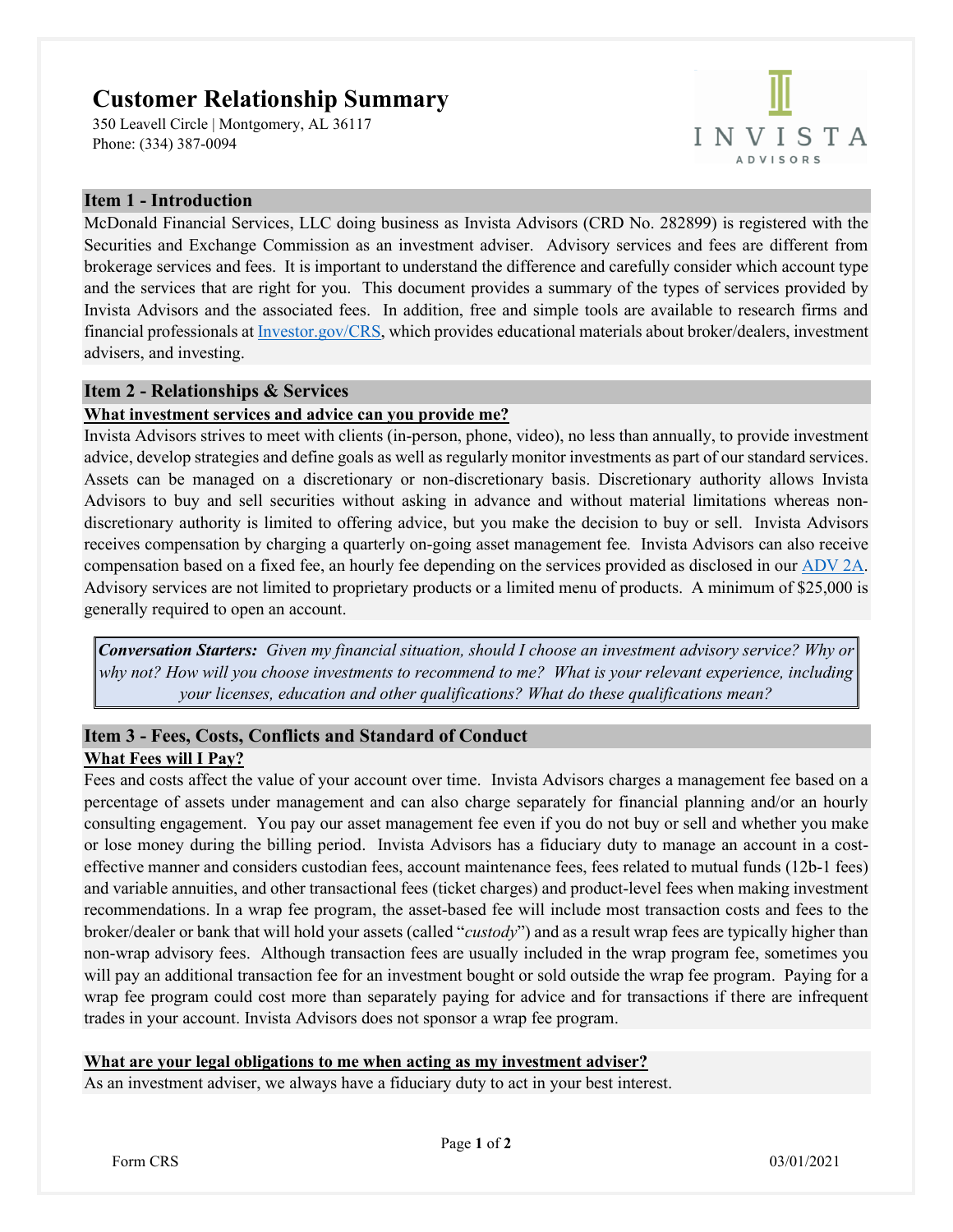# Customer Relationship Summary

350 Leavell Circle | Montgomery, AL 36117
Phone: (334) 387-0094

INVISTA ADVISORS

## Item 1 - Introduction

McDonald Financial Services, LLC doing business as Invista Advisors (CRD No. 282899) is registered with the Securities and Exchange Commission as an investment adviser. Advisory services and fees are different from brokerage services and fees. It is important to understand the difference and carefully consider which account type and the services that are right for you. This document provides a summary of the types of services provided by Invista Advisors and the associated fees. In addition, free and simple tools are available to research firms and financial professionals at [Investor.gov/CRS](Investor.gov/CRS), which provides educational materials about broker/dealers, investment advisers, and investing.

## Item 2 - Relationships & Services

**What investment services and advice can you provide me?**

Invista Advisors strives to meet with clients (in-person, phone, video), no less than annually, to provide investment advice, develop strategies and define goals as well as regularly monitor investments as part of our standard services. Assets can be managed on a discretionary or non-discretionary basis. Discretionary authority allows Invista Advisors to buy and sell securities without asking in advance and without material limitations whereas non-discretionary authority is limited to offering advice, but you make the decision to buy or sell. Invista Advisors receives compensation by charging a quarterly on-going asset management fee. Invista Advisors can also receive compensation based on a fixed fee, an hourly fee depending on the services provided as disclosed in our ADV 2A. Advisory services are not limited to proprietary products or a limited menu of products. A minimum of $25,000 is generally required to open an account.

> ***Conversation Starters:*** *Given my financial situation, should I choose an investment advisory service? Why or why not? How will you choose investments to recommend to me? What is your relevant experience, including your licenses, education and other qualifications? What do these qualifications mean?*

## Item 3 - Fees, Costs, Conflicts and Standard of Conduct

**What Fees will I Pay?**

Fees and costs affect the value of your account over time. Invista Advisors charges a management fee based on a percentage of assets under management and can also charge separately for financial planning and/or an hourly consulting engagement. You pay our asset management fee even if you do not buy or sell and whether you make or lose money during the billing period. Invista Advisors has a fiduciary duty to manage an account in a cost-effective manner and considers custodian fees, account maintenance fees, fees related to mutual funds (12b-1 fees) and variable annuities, and other transactional fees (ticket charges) and product-level fees when making investment recommendations. In a wrap fee program, the asset-based fee will include most transaction costs and fees to the broker/dealer or bank that will hold your assets (called "*custody*") and as a result wrap fees are typically higher than non-wrap advisory fees. Although transaction fees are usually included in the wrap program fee, sometimes you will pay an additional transaction fee for an investment bought or sold outside the wrap fee program. Paying for a wrap fee program could cost more than separately paying for advice and for transactions if there are infrequent trades in your account. Invista Advisors does not sponsor a wrap fee program.

**What are your legal obligations to me when acting as my investment adviser?**

As an investment adviser, we always have a fiduciary duty to act in your best interest.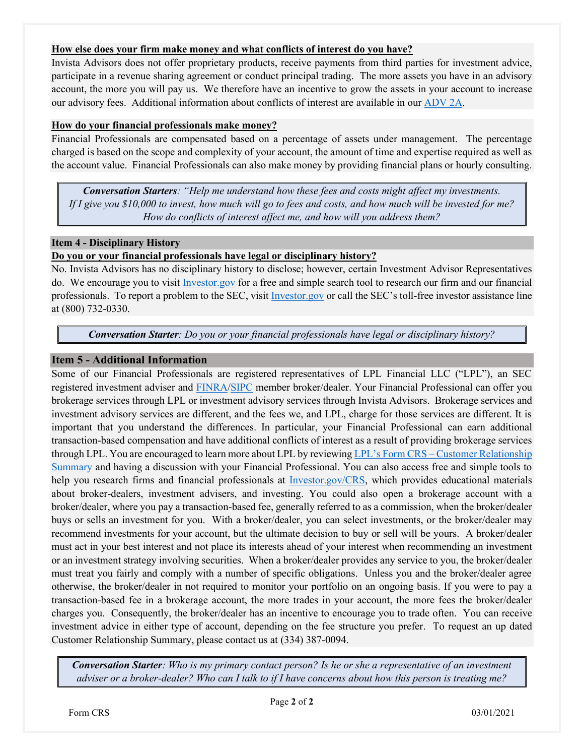**How else does your firm make money and what conflicts of interest do you have?**

Invista Advisors does not offer proprietary products, receive payments from third parties for investment advice, participate in a revenue sharing agreement or conduct principal trading. The more assets you have in an advisory account, the more you will pay us. We therefore have an incentive to grow the assets in your account to increase our advisory fees. Additional information about conflicts of interest are available in our ADV 2A.

**How do your financial professionals make money?**

Financial Professionals are compensated based on a percentage of assets under management. The percentage charged is based on the scope and complexity of your account, the amount of time and expertise required as well as the account value. Financial Professionals can also make money by providing financial plans or hourly consulting.

> ***Conversation Starters****: "Help me understand how these fees and costs might affect my investments. If I give you $10,000 to invest, how much will go to fees and costs, and how much will be invested for me? How do conflicts of interest affect me, and how will you address them?*

## Item 4 - Disciplinary History

**Do you or your financial professionals have legal or disciplinary history?**

No. Invista Advisors has no disciplinary history to disclose; however, certain Investment Advisor Representatives do. We encourage you to visit Investor.gov for a free and simple search tool to research our firm and our financial professionals. To report a problem to the SEC, visit Investor.gov or call the SEC's toll-free investor assistance line at (800) 732-0330.

> ***Conversation Starter****: Do you or your financial professionals have legal or disciplinary history?*

## Item 5 - Additional Information

Some of our Financial Professionals are registered representatives of LPL Financial LLC ("LPL"), an SEC registered investment adviser and FINRA/SIPC member broker/dealer. Your Financial Professional can offer you brokerage services through LPL or investment advisory services through Invista Advisors. Brokerage services and investment advisory services are different, and the fees we, and LPL, charge for those services are different. It is important that you understand the differences. In particular, your Financial Professional can earn additional transaction-based compensation and have additional conflicts of interest as a result of providing brokerage services through LPL. You are encouraged to learn more about LPL by reviewing LPL's Form CRS – Customer Relationship Summary and having a discussion with your Financial Professional. You can also access free and simple tools to help you research firms and financial professionals at Investor.gov/CRS, which provides educational materials about broker-dealers, investment advisers, and investing. You could also open a brokerage account with a broker/dealer, where you pay a transaction-based fee, generally referred to as a commission, when the broker/dealer buys or sells an investment for you. With a broker/dealer, you can select investments, or the broker/dealer may recommend investments for your account, but the ultimate decision to buy or sell will be yours. A broker/dealer must act in your best interest and not place its interests ahead of your interest when recommending an investment or an investment strategy involving securities. When a broker/dealer provides any service to you, the broker/dealer must treat you fairly and comply with a number of specific obligations. Unless you and the broker/dealer agree otherwise, the broker/dealer in not required to monitor your portfolio on an ongoing basis. If you were to pay a transaction-based fee in a brokerage account, the more trades in your account, the more fees the broker/dealer charges you. Consequently, the broker/dealer has an incentive to encourage you to trade often. You can receive investment advice in either type of account, depending on the fee structure you prefer. To request an up dated Customer Relationship Summary, please contact us at (334) 387-0094.

> ***Conversation Starter****: Who is my primary contact person? Is he or she a representative of an investment adviser or a broker-dealer? Who can I talk to if I have concerns about how this person is treating me?*

Form CRS 03/01/2021